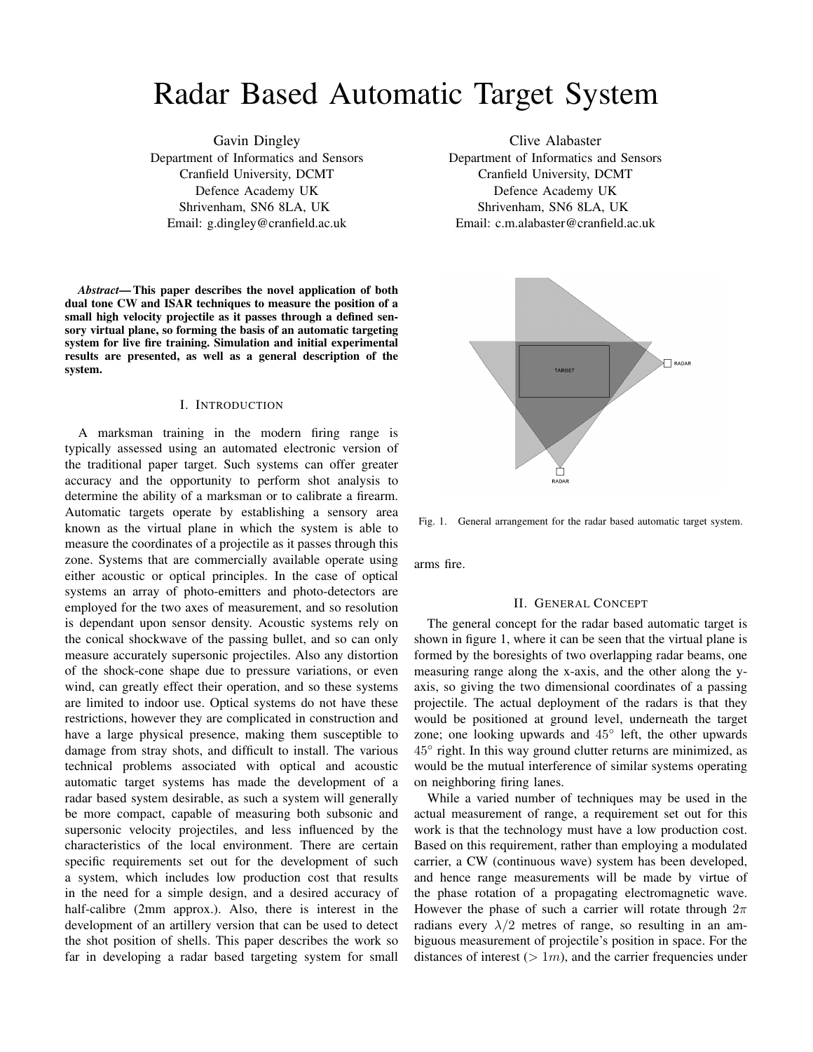# Radar Based Automatic Target System

Gavin Dingley
Department of Informatics and Sensors
Cranfield University, DCMT
Defence Academy UK
Shrivenham, SN6 8LA, UK
Email: g.dingley@cranfield.ac.uk

Clive Alabaster
Department of Informatics and Sensors
Cranfield University, DCMT
Defence Academy UK
Shrivenham, SN6 8LA, UK
Email: c.m.alabaster@cranfield.ac.uk

***Abstract*— This paper describes the novel application of both dual tone CW and ISAR techniques to measure the position of a small high velocity projectile as it passes through a defined sensory virtual plane, so forming the basis of an automatic targeting system for live fire training. Simulation and initial experimental results are presented, as well as a general description of the system.**

## I. Introduction

A marksman training in the modern firing range is typically assessed using an automated electronic version of the traditional paper target. Such systems can offer greater accuracy and the opportunity to perform shot analysis to determine the ability of a marksman or to calibrate a firearm. Automatic targets operate by establishing a sensory area known as the virtual plane in which the system is able to measure the coordinates of a projectile as it passes through this zone. Systems that are commercially available operate using either acoustic or optical principles. In the case of optical systems an array of photo-emitters and photo-detectors are employed for the two axes of measurement, and so resolution is dependant upon sensor density. Acoustic systems rely on the conical shockwave of the passing bullet, and so can only measure accurately supersonic projectiles. Also any distortion of the shock-cone shape due to pressure variations, or even wind, can greatly effect their operation, and so these systems are limited to indoor use. Optical systems do not have these restrictions, however they are complicated in construction and have a large physical presence, making them susceptible to damage from stray shots, and difficult to install. The various technical problems associated with optical and acoustic automatic target systems has made the development of a radar based system desirable, as such a system will generally be more compact, capable of measuring both subsonic and supersonic velocity projectiles, and less influenced by the characteristics of the local environment. There are certain specific requirements set out for the development of such a system, which includes low production cost that results in the need for a simple design, and a desired accuracy of half-calibre (2mm approx.). Also, there is interest in the development of an artillery version that can be used to detect the shot position of shells. This paper describes the work so far in developing a radar based targeting system for small arms fire.

TARGET

RADAR

RADAR

Fig. 1. General arrangement for the radar based automatic target system.

## II. General Concept

The general concept for the radar based automatic target is shown in figure 1, where it can be seen that the virtual plane is formed by the boresights of two overlapping radar beams, one measuring range along the x-axis, and the other along the y-axis, so giving the two dimensional coordinates of a passing projectile. The actual deployment of the radars is that they would be positioned at ground level, underneath the target zone; one looking upwards and $45^\circ$ left, the other upwards $45^\circ$ right. In this way ground clutter returns are minimized, as would be the mutual interference of similar systems operating on neighboring firing lanes.

While a varied number of techniques may be used in the actual measurement of range, a requirement set out for this work is that the technology must have a low production cost. Based on this requirement, rather than employing a modulated carrier, a CW (continuous wave) system has been developed, and hence range measurements will be made by virtue of the phase rotation of a propagating electromagnetic wave. However the phase of such a carrier will rotate through $2\pi$ radians every $\lambda/2$ metres of range, so resulting in an ambiguous measurement of projectile's position in space. For the distances of interest ($> 1m$), and the carrier frequencies under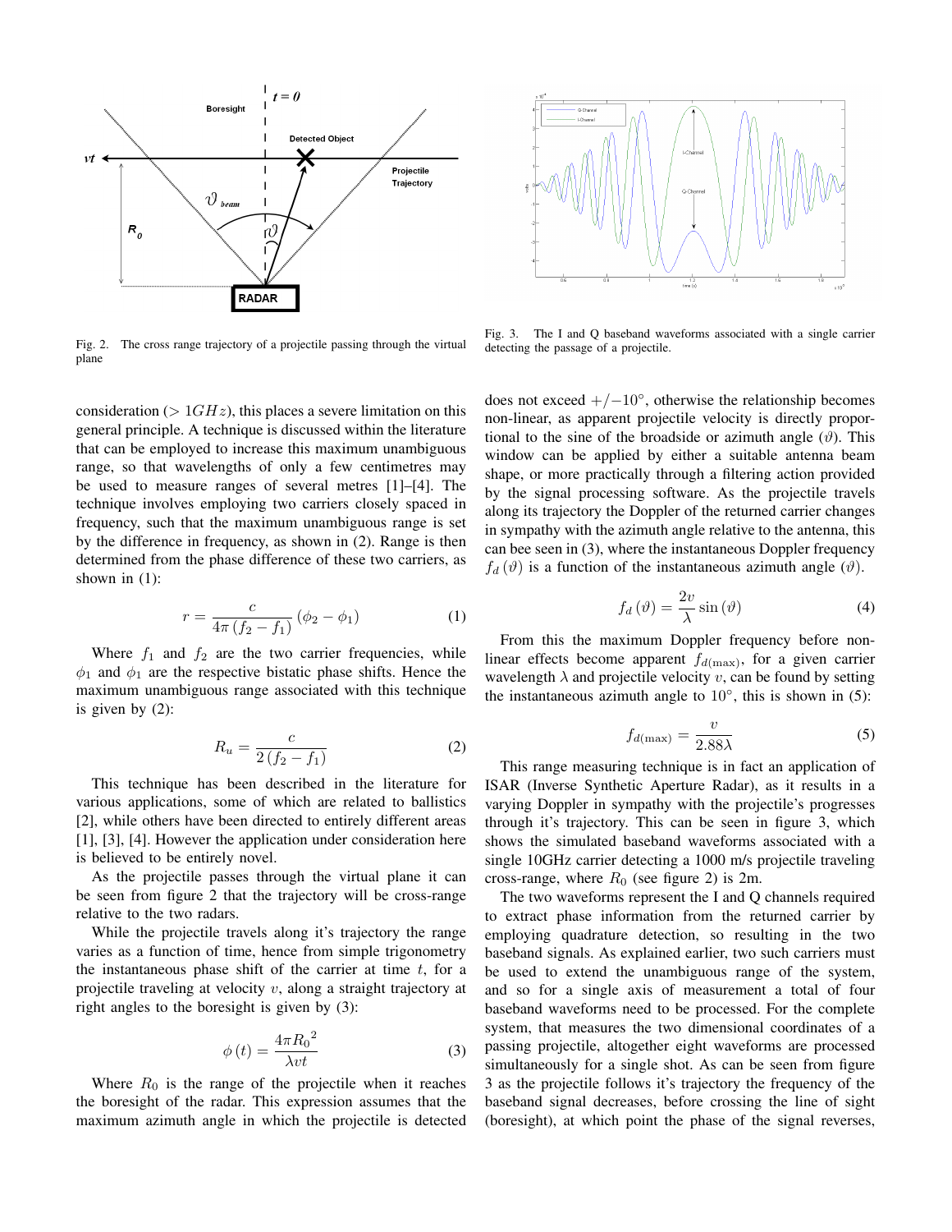Fig. 2. The cross range trajectory of a projectile passing through the virtual plane

Fig. 3. The I and Q baseband waveforms associated with a single carrier detecting the passage of a projectile.

consideration ($> 1GHz$), this places a severe limitation on this general principle. A technique is discussed within the literature that can be employed to increase this maximum unambiguous range, so that wavelengths of only a few centimetres may be used to measure ranges of several metres [1]–[4]. The technique involves employing two carriers closely spaced in frequency, such that the maximum unambiguous range is set by the difference in frequency, as shown in (2). Range is then determined from the phase difference of these two carriers, as shown in (1):

$$r = \frac{c}{4\pi (f_2 - f_1)} (\phi_2 - \phi_1) \tag{1}$$

Where $f_1$ and $f_2$ are the two carrier frequencies, while $\phi_1$ and $\phi_1$ are the respective bistatic phase shifts. Hence the maximum unambiguous range associated with this technique is given by (2):

$$R_u = \frac{c}{2 (f_2 - f_1)} \tag{2}$$

This technique has been described in the literature for various applications, some of which are related to ballistics [2], while others have been directed to entirely different areas [1], [3], [4]. However the application under consideration here is believed to be entirely novel.

As the projectile passes through the virtual plane it can be seen from figure 2 that the trajectory will be cross-range relative to the two radars.

While the projectile travels along it's trajectory the range varies as a function of time, hence from simple trigonometry the instantaneous phase shift of the carrier at time $t$, for a projectile traveling at velocity $v$, along a straight trajectory at right angles to the boresight is given by (3):

$$\phi(t) = \frac{4\pi {R_0}^2}{\lambda v t} \tag{3}$$

Where $R_0$ is the range of the projectile when it reaches the boresight of the radar. This expression assumes that the maximum azimuth angle in which the projectile is detected does not exceed $+/-10^{\circ}$, otherwise the relationship becomes non-linear, as apparent projectile velocity is directly proportional to the sine of the broadside or azimuth angle ($\vartheta$). This window can be applied by either a suitable antenna beam shape, or more practically through a filtering action provided by the signal processing software. As the projectile travels along its trajectory the Doppler of the returned carrier changes in sympathy with the azimuth angle relative to the antenna, this can bee seen in (3), where the instantaneous Doppler frequency $f_d(\vartheta)$ is a function of the instantaneous azimuth angle ($\vartheta$).

$$f_d(\vartheta) = \frac{2v}{\lambda} \sin(\vartheta) \tag{4}$$

From this the maximum Doppler frequency before non-linear effects become apparent $f_{d(\max)}$, for a given carrier wavelength $\lambda$ and projectile velocity $v$, can be found by setting the instantaneous azimuth angle to $10^{\circ}$, this is shown in (5):

$$f_{d(\max)} = \frac{v}{2.88\lambda} \tag{5}$$

This range measuring technique is in fact an application of ISAR (Inverse Synthetic Aperture Radar), as it results in a varying Doppler in sympathy with the projectile's progresses through it's trajectory. This can be seen in figure 3, which shows the simulated baseband waveforms associated with a single 10GHz carrier detecting a 1000 m/s projectile traveling cross-range, where $R_0$ (see figure 2) is 2m.

The two waveforms represent the I and Q channels required to extract phase information from the returned carrier by employing quadrature detection, so resulting in the two baseband signals. As explained earlier, two such carriers must be used to extend the unambiguous range of the system, and so for a single axis of measurement a total of four baseband waveforms need to be processed. For the complete system, that measures the two dimensional coordinates of a passing projectile, altogether eight waveforms are processed simultaneously for a single shot. As can be seen from figure 3 as the projectile follows it's trajectory the frequency of the baseband signal decreases, before crossing the line of sight (boresight), at which point the phase of the signal reverses,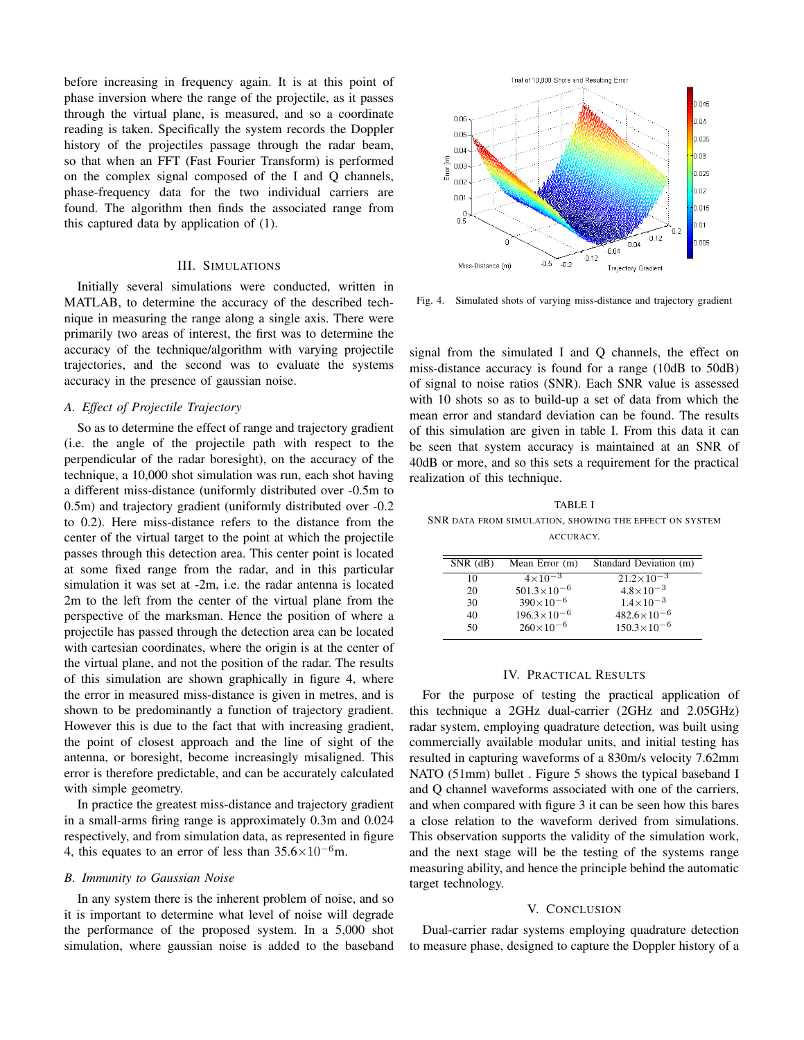before increasing in frequency again. It is at this point of phase inversion where the range of the projectile, as it passes through the virtual plane, is measured, and so a coordinate reading is taken. Specifically the system records the Doppler history of the projectiles passage through the radar beam, so that when an FFT (Fast Fourier Transform) is performed on the complex signal composed of the I and Q channels, phase-frequency data for the two individual carriers are found. The algorithm then finds the associated range from this captured data by application of (1).

## III. Simulations

Initially several simulations were conducted, written in MATLAB, to determine the accuracy of the described technique in measuring the range along a single axis. There were primarily two areas of interest, the first was to determine the accuracy of the technique/algorithm with varying projectile trajectories, and the second was to evaluate the systems accuracy in the presence of gaussian noise.

### A. Effect of Projectile Trajectory

So as to determine the effect of range and trajectory gradient (i.e. the angle of the projectile path with respect to the perpendicular of the radar boresight), on the accuracy of the technique, a 10,000 shot simulation was run, each shot having a different miss-distance (uniformly distributed over -0.5m to 0.5m) and trajectory gradient (uniformly distributed over -0.2 to 0.2). Here miss-distance refers to the distance from the center of the virtual target to the point at which the projectile passes through this detection area. This center point is located at some fixed range from the radar, and in this particular simulation it was set at -2m, i.e. the radar antenna is located 2m to the left from the center of the virtual plane from the perspective of the marksman. Hence the position of where a projectile has passed through the detection area can be located with cartesian coordinates, where the origin is at the center of the virtual plane, and not the position of the radar. The results of this simulation are shown graphically in figure 4, where the error in measured miss-distance is given in metres, and is shown to be predominantly a function of trajectory gradient. However this is due to the fact that with increasing gradient, the point of closest approach and the line of sight of the antenna, or boresight, become increasingly misaligned. This error is therefore predictable, and can be accurately calculated with simple geometry.

In practice the greatest miss-distance and trajectory gradient in a small-arms firing range is approximately 0.3m and 0.024 respectively, and from simulation data, as represented in figure 4, this equates to an error of less than $35.6\times10^{-6}$m.

### B. Immunity to Gaussian Noise

In any system there is the inherent problem of noise, and so it is important to determine what level of noise will degrade the performance of the proposed system. In a 5,000 shot simulation, where gaussian noise is added to the baseband signal from the simulated I and Q channels, the effect on miss-distance accuracy is found for a range (10dB to 50dB) of signal to noise ratios (SNR). Each SNR value is assessed with 10 shots so as to build-up a set of data from which the mean error and standard deviation can be found. The results of this simulation are given in table I. From this data it can be seen that system accuracy is maintained at an SNR of 40dB or more, and so this sets a requirement for the practical realization of this technique.

Fig. 4. Simulated shots of varying miss-distance and trajectory gradient

TABLE I
SNR data from simulation, showing the effect on system accuracy.

| SNR (dB) | Mean Error (m) | Standard Deviation (m) |
|---|---|---|
| 10 | $4\times10^{-3}$ | $21.2\times10^{-3}$ |
| 20 | $501.3\times10^{-6}$ | $4.8\times10^{-3}$ |
| 30 | $390\times10^{-6}$ | $1.4\times10^{-3}$ |
| 40 | $196.3\times10^{-6}$ | $482.6\times10^{-6}$ |
| 50 | $260\times10^{-6}$ | $150.3\times10^{-6}$ |

## IV. Practical Results

For the purpose of testing the practical application of this technique a 2GHz dual-carrier (2GHz and 2.05GHz) radar system, employing quadrature detection, was built using commercially available modular units, and initial testing has resulted in capturing waveforms of a 830m/s velocity 7.62mm NATO (51mm) bullet . Figure 5 shows the typical baseband I and Q channel waveforms associated with one of the carriers, and when compared with figure 3 it can be seen how this bares a close relation to the waveform derived from simulations. This observation supports the validity of the simulation work, and the next stage will be the testing of the systems range measuring ability, and hence the principle behind the automatic target technology.

## V. Conclusion

Dual-carrier radar systems employing quadrature detection to measure phase, designed to capture the Doppler history of a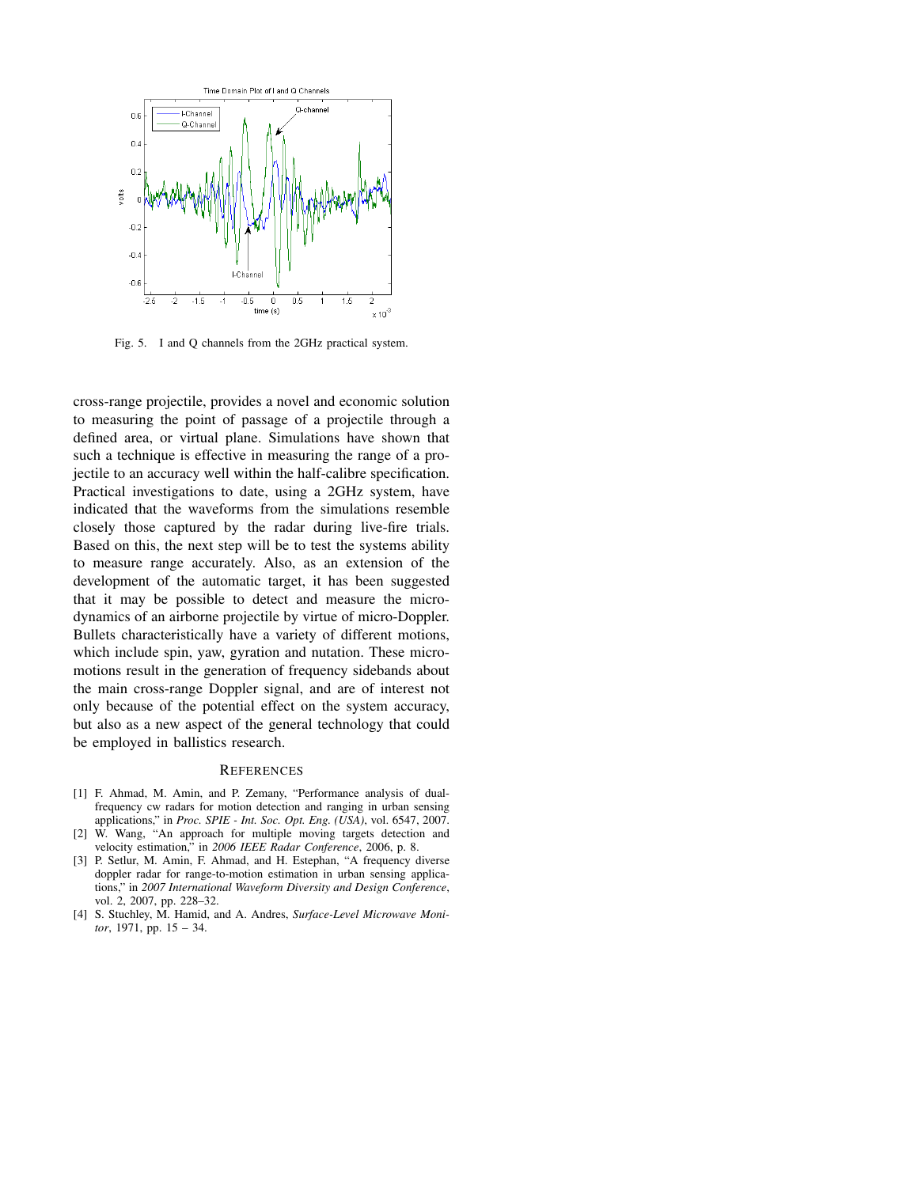Time Domain Plot of I and Q Channels

I-Channel
Q-Channel
Q-channel
I-Channel
volts
time (s)
x 10^-3

Fig. 5. I and Q channels from the 2GHz practical system.

cross-range projectile, provides a novel and economic solution to measuring the point of passage of a projectile through a defined area, or virtual plane. Simulations have shown that such a technique is effective in measuring the range of a projectile to an accuracy well within the half-calibre specification. Practical investigations to date, using a 2GHz system, have indicated that the waveforms from the simulations resemble closely those captured by the radar during live-fire trials. Based on this, the next step will be to test the systems ability to measure range accurately. Also, as an extension of the development of the automatic target, it has been suggested that it may be possible to detect and measure the micro-dynamics of an airborne projectile by virtue of micro-Doppler. Bullets characteristically have a variety of different motions, which include spin, yaw, gyration and nutation. These micro-motions result in the generation of frequency sidebands about the main cross-range Doppler signal, and are of interest not only because of the potential effect on the system accuracy, but also as a new aspect of the general technology that could be employed in ballistics research.

## REFERENCES

[1] F. Ahmad, M. Amin, and P. Zemany, "Performance analysis of dual-frequency cw radars for motion detection and ranging in urban sensing applications," in *Proc. SPIE - Int. Soc. Opt. Eng. (USA)*, vol. 6547, 2007.

[2] W. Wang, "An approach for multiple moving targets detection and velocity estimation," in *2006 IEEE Radar Conference*, 2006, p. 8.

[3] P. Setlur, M. Amin, F. Ahmad, and H. Estephan, "A frequency diverse doppler radar for range-to-motion estimation in urban sensing applications," in *2007 International Waveform Diversity and Design Conference*, vol. 2, 2007, pp. 228–32.

[4] S. Stuchley, M. Hamid, and A. Andres, *Surface-Level Microwave Monitor*, 1971, pp. 15 – 34.